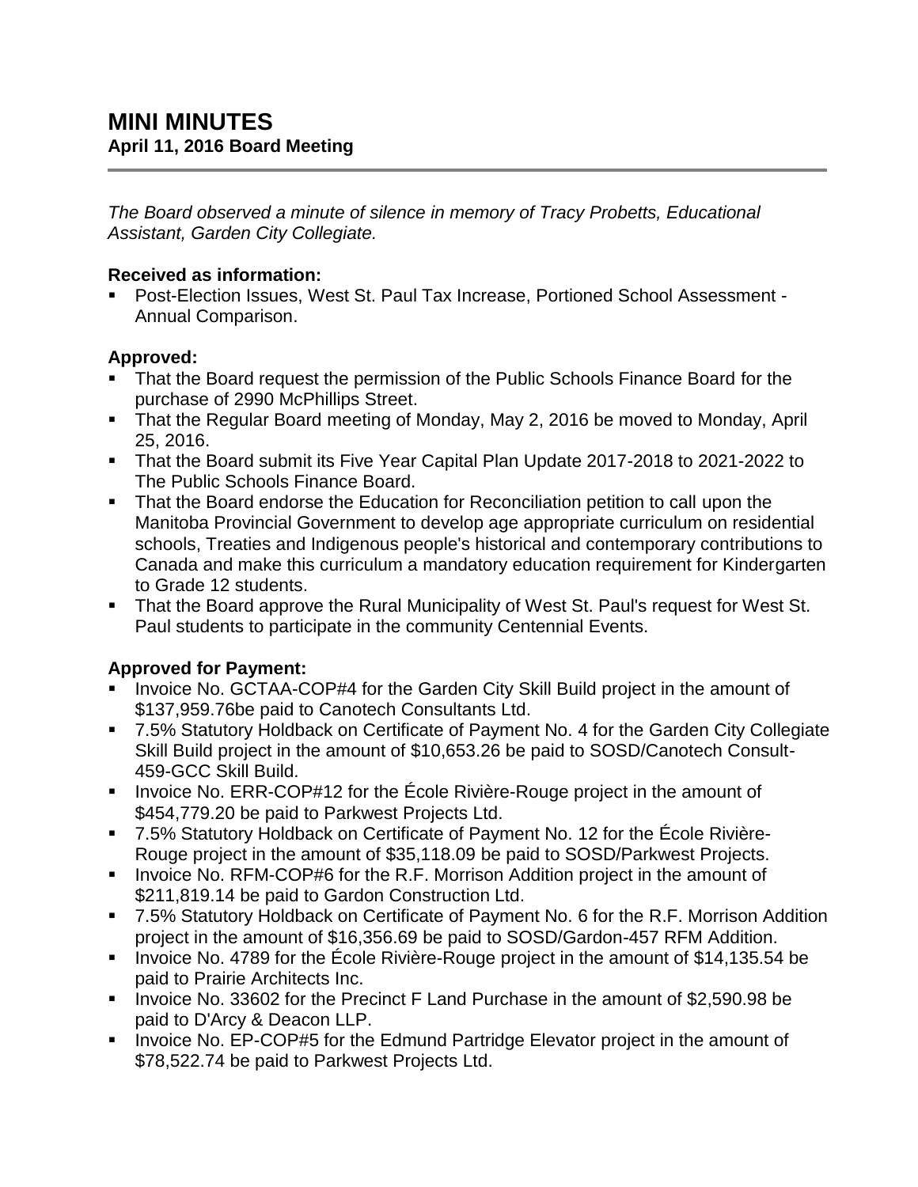# MINI MINUTES

## April 11, 2016 Board Meeting

*The Board observed a minute of silence in memory of Tracy Probetts, Educational Assistant, Garden City Collegiate.*

**Received as information:**

- Post-Election Issues, West St. Paul Tax Increase, Portioned School Assessment - Annual Comparison.

**Approved:**

- That the Board request the permission of the Public Schools Finance Board for the purchase of 2990 McPhillips Street.
- That the Regular Board meeting of Monday, May 2, 2016 be moved to Monday, April 25, 2016.
- That the Board submit its Five Year Capital Plan Update 2017-2018 to 2021-2022 to The Public Schools Finance Board.
- That the Board endorse the Education for Reconciliation petition to call upon the Manitoba Provincial Government to develop age appropriate curriculum on residential schools, Treaties and Indigenous people's historical and contemporary contributions to Canada and make this curriculum a mandatory education requirement for Kindergarten to Grade 12 students.
- That the Board approve the Rural Municipality of West St. Paul's request for West St. Paul students to participate in the community Centennial Events.

**Approved for Payment:**

- Invoice No. GCTAA-COP#4 for the Garden City Skill Build project in the amount of $137,959.76be paid to Canotech Consultants Ltd.
- 7.5% Statutory Holdback on Certificate of Payment No. 4 for the Garden City Collegiate Skill Build project in the amount of $10,653.26 be paid to SOSD/Canotech Consult-459-GCC Skill Build.
- Invoice No. ERR-COP#12 for the École Rivière-Rouge project in the amount of $454,779.20 be paid to Parkwest Projects Ltd.
- 7.5% Statutory Holdback on Certificate of Payment No. 12 for the École Rivière-Rouge project in the amount of $35,118.09 be paid to SOSD/Parkwest Projects.
- Invoice No. RFM-COP#6 for the R.F. Morrison Addition project in the amount of $211,819.14 be paid to Gardon Construction Ltd.
- 7.5% Statutory Holdback on Certificate of Payment No. 6 for the R.F. Morrison Addition project in the amount of $16,356.69 be paid to SOSD/Gardon-457 RFM Addition.
- Invoice No. 4789 for the École Rivière-Rouge project in the amount of $14,135.54 be paid to Prairie Architects Inc.
- Invoice No. 33602 for the Precinct F Land Purchase in the amount of $2,590.98 be paid to D'Arcy & Deacon LLP.
- Invoice No. EP-COP#5 for the Edmund Partridge Elevator project in the amount of $78,522.74 be paid to Parkwest Projects Ltd.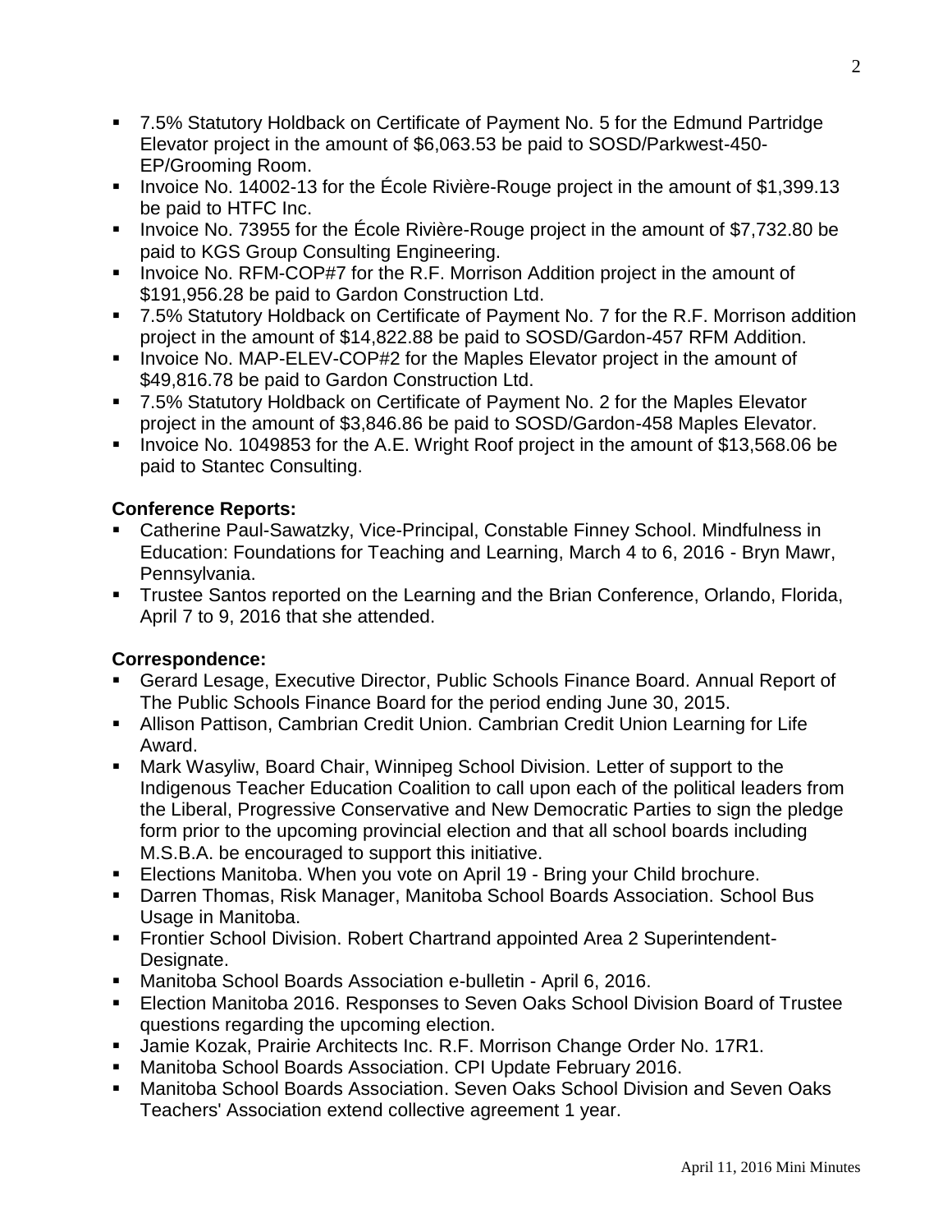- 7.5% Statutory Holdback on Certificate of Payment No. 5 for the Edmund Partridge Elevator project in the amount of $6,063.53 be paid to SOSD/Parkwest-450-EP/Grooming Room.
- Invoice No. 14002-13 for the École Rivière-Rouge project in the amount of $1,399.13 be paid to HTFC Inc.
- Invoice No. 73955 for the École Rivière-Rouge project in the amount of $7,732.80 be paid to KGS Group Consulting Engineering.
- Invoice No. RFM-COP#7 for the R.F. Morrison Addition project in the amount of $191,956.28 be paid to Gardon Construction Ltd.
- 7.5% Statutory Holdback on Certificate of Payment No. 7 for the R.F. Morrison addition project in the amount of $14,822.88 be paid to SOSD/Gardon-457 RFM Addition.
- Invoice No. MAP-ELEV-COP#2 for the Maples Elevator project in the amount of $49,816.78 be paid to Gardon Construction Ltd.
- 7.5% Statutory Holdback on Certificate of Payment No. 2 for the Maples Elevator project in the amount of $3,846.86 be paid to SOSD/Gardon-458 Maples Elevator.
- Invoice No. 1049853 for the A.E. Wright Roof project in the amount of $13,568.06 be paid to Stantec Consulting.

**Conference Reports:**

- Catherine Paul-Sawatzky, Vice-Principal, Constable Finney School. Mindfulness in Education: Foundations for Teaching and Learning, March 4 to 6, 2016 - Bryn Mawr, Pennsylvania.
- Trustee Santos reported on the Learning and the Brian Conference, Orlando, Florida, April 7 to 9, 2016 that she attended.

**Correspondence:**

- Gerard Lesage, Executive Director, Public Schools Finance Board. Annual Report of The Public Schools Finance Board for the period ending June 30, 2015.
- Allison Pattison, Cambrian Credit Union. Cambrian Credit Union Learning for Life Award.
- Mark Wasyliw, Board Chair, Winnipeg School Division. Letter of support to the Indigenous Teacher Education Coalition to call upon each of the political leaders from the Liberal, Progressive Conservative and New Democratic Parties to sign the pledge form prior to the upcoming provincial election and that all school boards including M.S.B.A. be encouraged to support this initiative.
- Elections Manitoba. When you vote on April 19 - Bring your Child brochure.
- Darren Thomas, Risk Manager, Manitoba School Boards Association. School Bus Usage in Manitoba.
- Frontier School Division. Robert Chartrand appointed Area 2 Superintendent-Designate.
- Manitoba School Boards Association e-bulletin - April 6, 2016.
- Election Manitoba 2016. Responses to Seven Oaks School Division Board of Trustee questions regarding the upcoming election.
- Jamie Kozak, Prairie Architects Inc. R.F. Morrison Change Order No. 17R1.
- Manitoba School Boards Association. CPI Update February 2016.
- Manitoba School Boards Association. Seven Oaks School Division and Seven Oaks Teachers' Association extend collective agreement 1 year.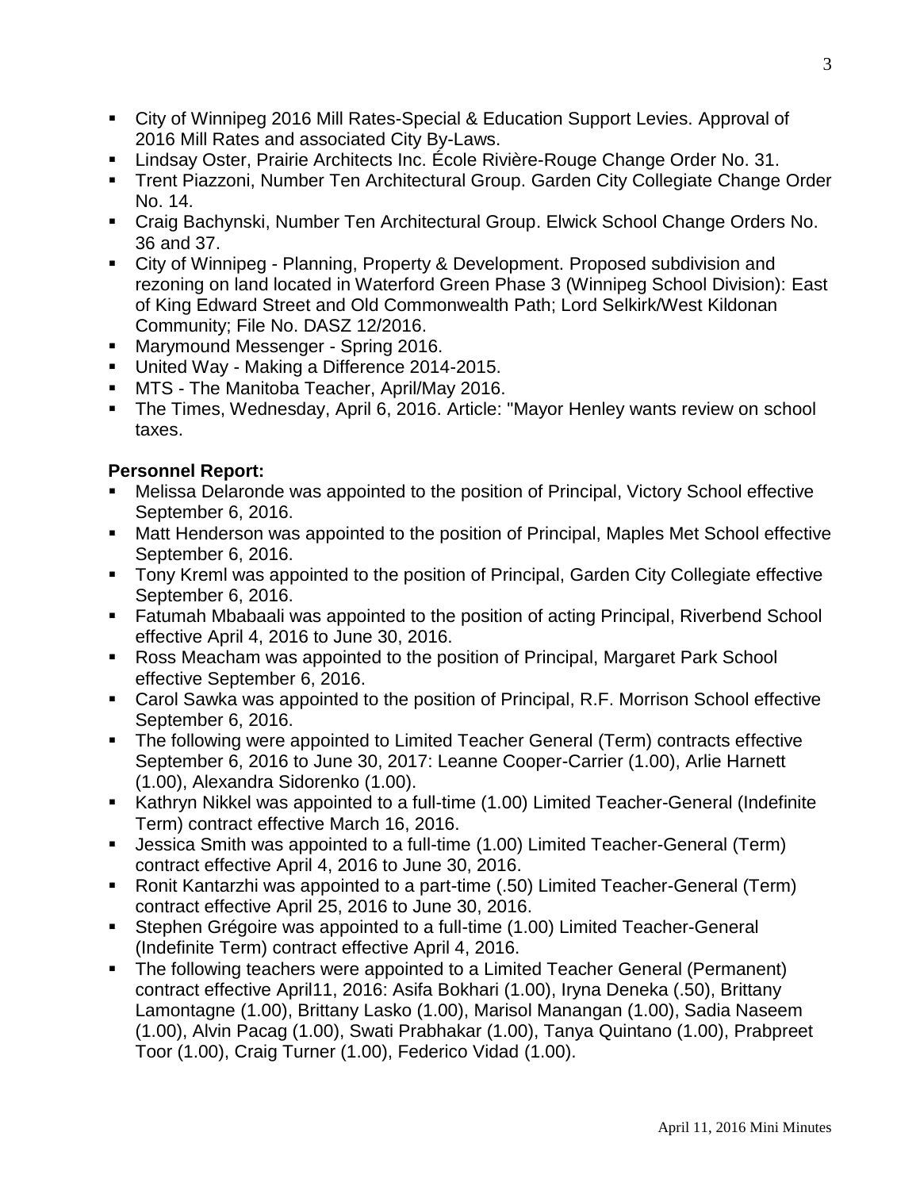- City of Winnipeg 2016 Mill Rates-Special & Education Support Levies. Approval of 2016 Mill Rates and associated City By-Laws.
- Lindsay Oster, Prairie Architects Inc. École Rivière-Rouge Change Order No. 31.
- Trent Piazzoni, Number Ten Architectural Group. Garden City Collegiate Change Order No. 14.
- Craig Bachynski, Number Ten Architectural Group. Elwick School Change Orders No. 36 and 37.
- City of Winnipeg - Planning, Property & Development. Proposed subdivision and rezoning on land located in Waterford Green Phase 3 (Winnipeg School Division): East of King Edward Street and Old Commonwealth Path; Lord Selkirk/West Kildonan Community; File No. DASZ 12/2016.
- Marymound Messenger - Spring 2016.
- United Way - Making a Difference 2014-2015.
- MTS - The Manitoba Teacher, April/May 2016.
- The Times, Wednesday, April 6, 2016. Article: "Mayor Henley wants review on school taxes.

**Personnel Report:**

- Melissa Delaronde was appointed to the position of Principal, Victory School effective September 6, 2016.
- Matt Henderson was appointed to the position of Principal, Maples Met School effective September 6, 2016.
- Tony Kreml was appointed to the position of Principal, Garden City Collegiate effective September 6, 2016.
- Fatumah Mbabaali was appointed to the position of acting Principal, Riverbend School effective April 4, 2016 to June 30, 2016.
- Ross Meacham was appointed to the position of Principal, Margaret Park School effective September 6, 2016.
- Carol Sawka was appointed to the position of Principal, R.F. Morrison School effective September 6, 2016.
- The following were appointed to Limited Teacher General (Term) contracts effective September 6, 2016 to June 30, 2017: Leanne Cooper-Carrier (1.00), Arlie Harnett (1.00), Alexandra Sidorenko (1.00).
- Kathryn Nikkel was appointed to a full-time (1.00) Limited Teacher-General (Indefinite Term) contract effective March 16, 2016.
- Jessica Smith was appointed to a full-time (1.00) Limited Teacher-General (Term) contract effective April 4, 2016 to June 30, 2016.
- Ronit Kantarzhi was appointed to a part-time (.50) Limited Teacher-General (Term) contract effective April 25, 2016 to June 30, 2016.
- Stephen Grégoire was appointed to a full-time (1.00) Limited Teacher-General (Indefinite Term) contract effective April 4, 2016.
- The following teachers were appointed to a Limited Teacher General (Permanent) contract effective April11, 2016: Asifa Bokhari (1.00), Iryna Deneka (.50), Brittany Lamontagne (1.00), Brittany Lasko (1.00), Marisol Manangan (1.00), Sadia Naseem (1.00), Alvin Pacag (1.00), Swati Prabhakar (1.00), Tanya Quintano (1.00), Prabpreet Toor (1.00), Craig Turner (1.00), Federico Vidad (1.00).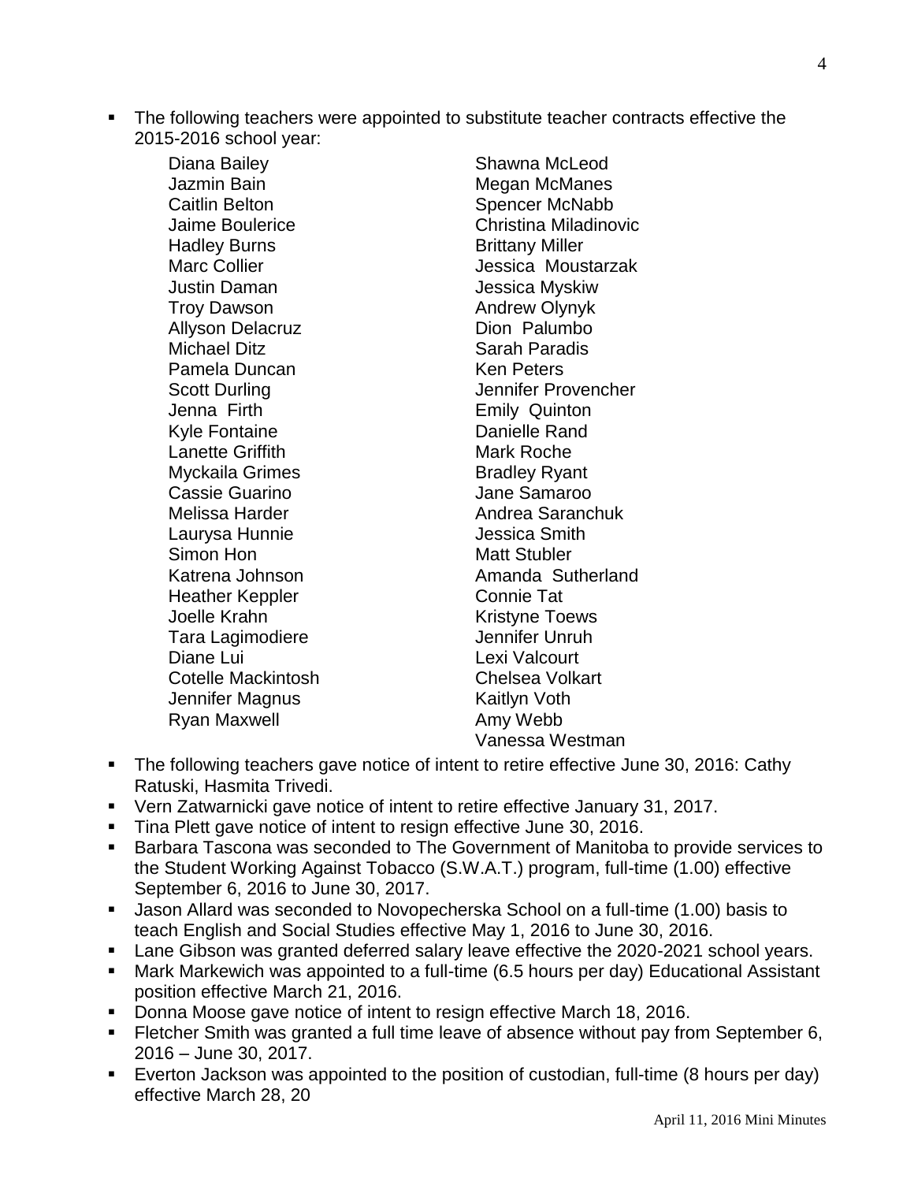- The following teachers were appointed to substitute teacher contracts effective the 2015-2016 school year:

  Diana Bailey
  Jazmin Bain
  Caitlin Belton
  Jaime Boulerice
  Hadley Burns
  Marc Collier
  Justin Daman
  Troy Dawson
  Allyson Delacruz
  Michael Ditz
  Pamela Duncan
  Scott Durling
  Jenna Firth
  Kyle Fontaine
  Lanette Griffith
  Myckaila Grimes
  Cassie Guarino
  Melissa Harder
  Laurysa Hunnie
  Simon Hon
  Katrena Johnson
  Heather Keppler
  Joelle Krahn
  Tara Lagimodiere
  Diane Lui
  Cotelle Mackintosh
  Jennifer Magnus
  Ryan Maxwell
  Shawna McLeod
  Megan McManes
  Spencer McNabb
  Christina Miladinovic
  Brittany Miller
  Jessica Moustarzak
  Jessica Myskiw
  Andrew Olynyk
  Dion Palumbo
  Sarah Paradis
  Ken Peters
  Jennifer Provencher
  Emily Quinton
  Danielle Rand
  Mark Roche
  Bradley Ryant
  Jane Samaroo
  Andrea Saranchuk
  Jessica Smith
  Matt Stubler
  Amanda Sutherland
  Connie Tat
  Kristyne Toews
  Jennifer Unruh
  Lexi Valcourt
  Chelsea Volkart
  Kaitlyn Voth
  Amy Webb
  Vanessa Westman

- The following teachers gave notice of intent to retire effective June 30, 2016: Cathy Ratuski, Hasmita Trivedi.
- Vern Zatwarnicki gave notice of intent to retire effective January 31, 2017.
- Tina Plett gave notice of intent to resign effective June 30, 2016.
- Barbara Tascona was seconded to The Government of Manitoba to provide services to the Student Working Against Tobacco (S.W.A.T.) program, full-time (1.00) effective September 6, 2016 to June 30, 2017.
- Jason Allard was seconded to Novopecherska School on a full-time (1.00) basis to teach English and Social Studies effective May 1, 2016 to June 30, 2016.
- Lane Gibson was granted deferred salary leave effective the 2020-2021 school years.
- Mark Markewich was appointed to a full-time (6.5 hours per day) Educational Assistant position effective March 21, 2016.
- Donna Moose gave notice of intent to resign effective March 18, 2016.
- Fletcher Smith was granted a full time leave of absence without pay from September 6, 2016 – June 30, 2017.
- Everton Jackson was appointed to the position of custodian, full-time (8 hours per day) effective March 28, 20